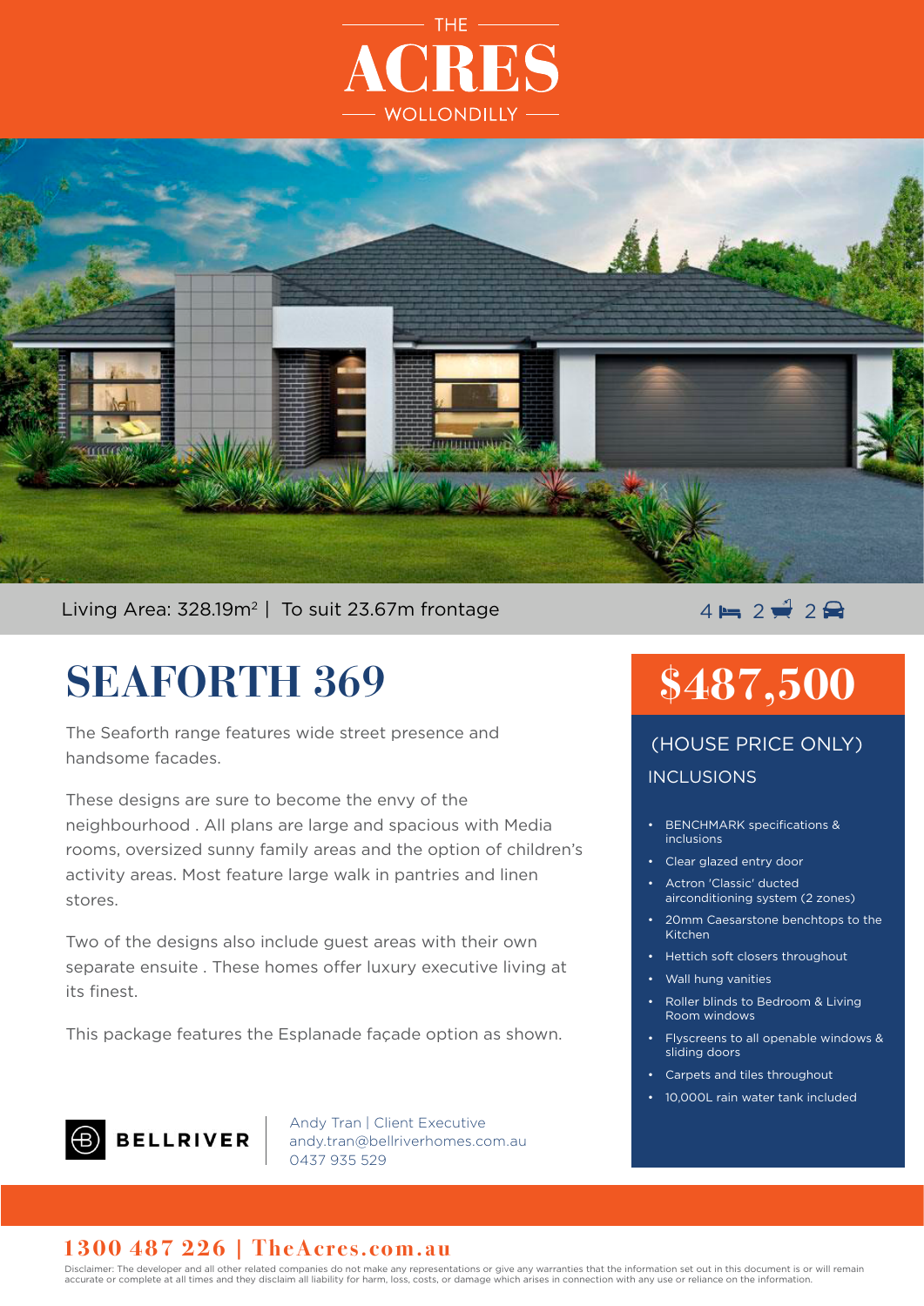THE

# ACRES

WOLLONDILLY

Living Area: 328.19m$^2$ | To suit 23.67m frontage

4 Bed | 2 Bath | 2 Car

# SEAFORTH 369

The Seaforth range features wide street presence and handsome facades.

These designs are sure to become the envy of the neighbourhood . All plans are large and spacious with Media rooms, oversized sunny family areas and the option of children's activity areas. Most feature large walk in pantries and linen stores.

Two of the designs also include guest areas with their own separate ensuite . These homes offer luxury executive living at its finest.

This package features the Esplanade façade option as shown.

## $487,500

(HOUSE PRICE ONLY)

INCLUSIONS

- BENCHMARK specifications & inclusions
- Clear glazed entry door
- Actron 'Classic' ducted airconditioning system (2 zones)
- 20mm Caesarstone benchtops to the Kitchen
- Hettich soft closers throughout
- Wall hung vanities
- Roller blinds to Bedroom & Living Room windows
- Flyscreens to all openable windows & sliding doors
- Carpets and tiles throughout
- 10,000L rain water tank included

BELLRIVER

Andy Tran | Client Executive
andy.tran@bellriverhomes.com.au
0437 935 529

**1300 487 226 | TheAcres.com.au**

Disclaimer: The developer and all other related companies do not make any representations or give any warranties that the information set out in this document is or will remain accurate or complete at all times and they disclaim all liability for harm, loss, costs, or damage which arises in connection with any use or reliance on the information.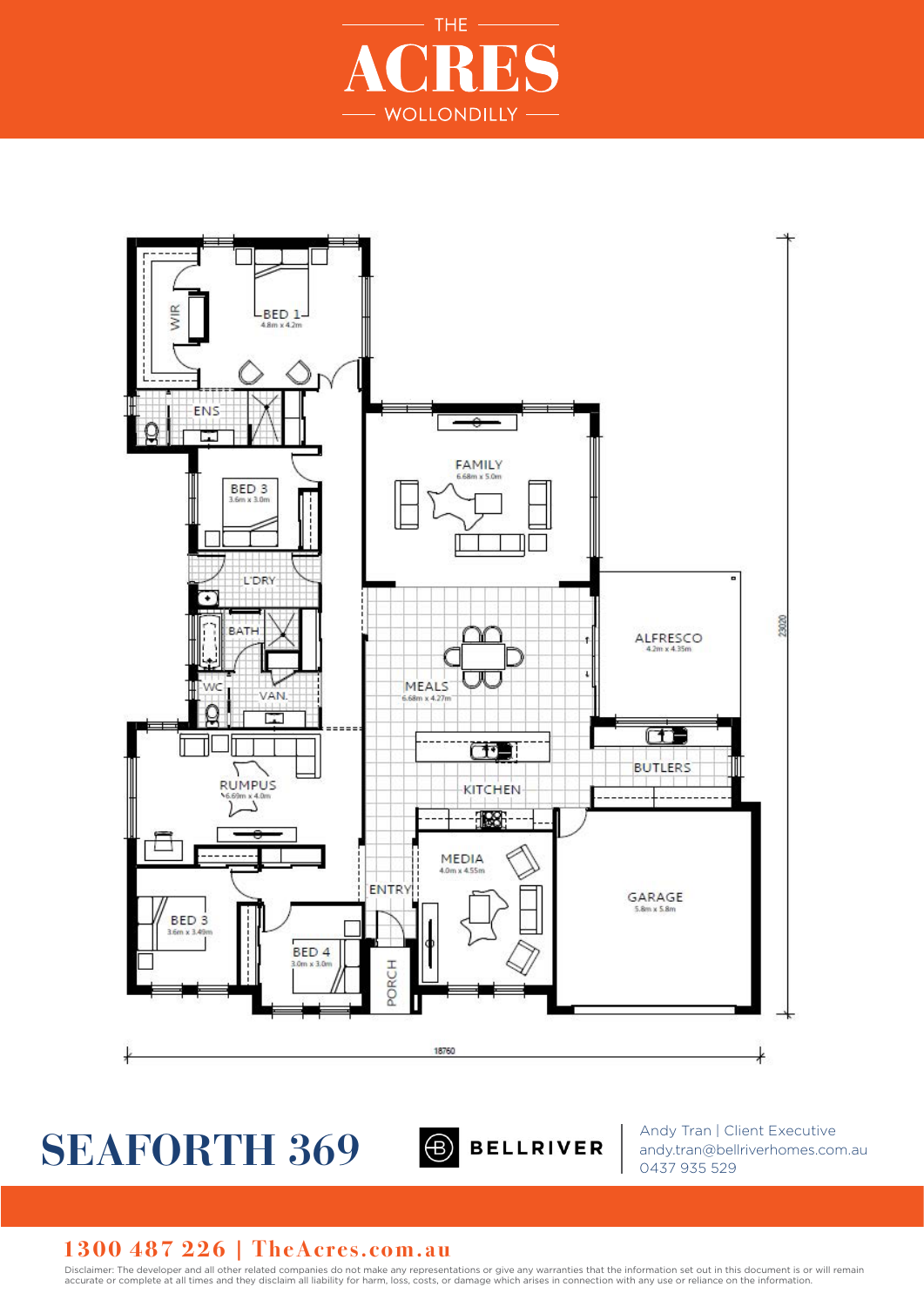THE

# ACRES

WOLLONDILLY

WIR

BED 1
4.8m x 4.2m

ENS

BED 3
3.6m x 3.0m

L'DRY

BATH

WC

VAN.

RUMPUS
6.69m x 4.0m

BED 3
3.6m x 3.49m

BED 4
3.0m x 3.0m

PORCH

ENTRY

FAMILY
6.68m x 5.0m

MEALS
6.68m x 4.27m

KITCHEN

MEDIA
4.0m x 4.55m

ALFRESCO
4.2m x 4.35m

BUTLERS

GARAGE
5.8m x 5.8m

23020

18760

# SEAFORTH 369

BELLRIVER

Andy Tran | Client Executive
andy.tran@bellriverhomes.com.au
0437 935 529

**1300 487 226 | TheAcres.com.au**

Disclaimer: The developer and all other related companies do not make any representations or give any warranties that the information set out in this document is or will remain accurate or complete at all times and they disclaim all liability for harm, loss, costs, or damage which arises in connection with any use or reliance on the information.